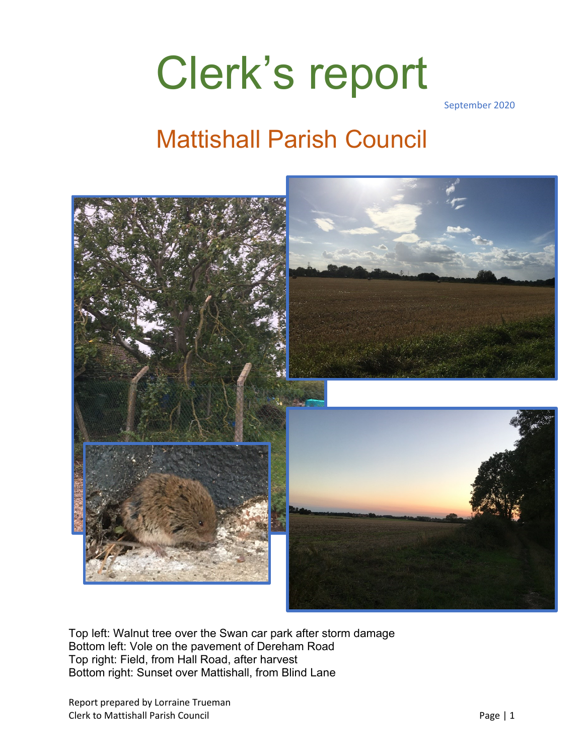# Clerk's report

September 2020

## Mattishall Parish Council

Top left: Walnut tree over the Swan car park after storm damage
Bottom left: Vole on the pavement of Dereham Road
Top right: Field, from Hall Road, after harvest
Bottom right: Sunset over Mattishall, from Blind Lane

Report prepared by Lorraine Trueman
Clerk to Mattishall Parish Council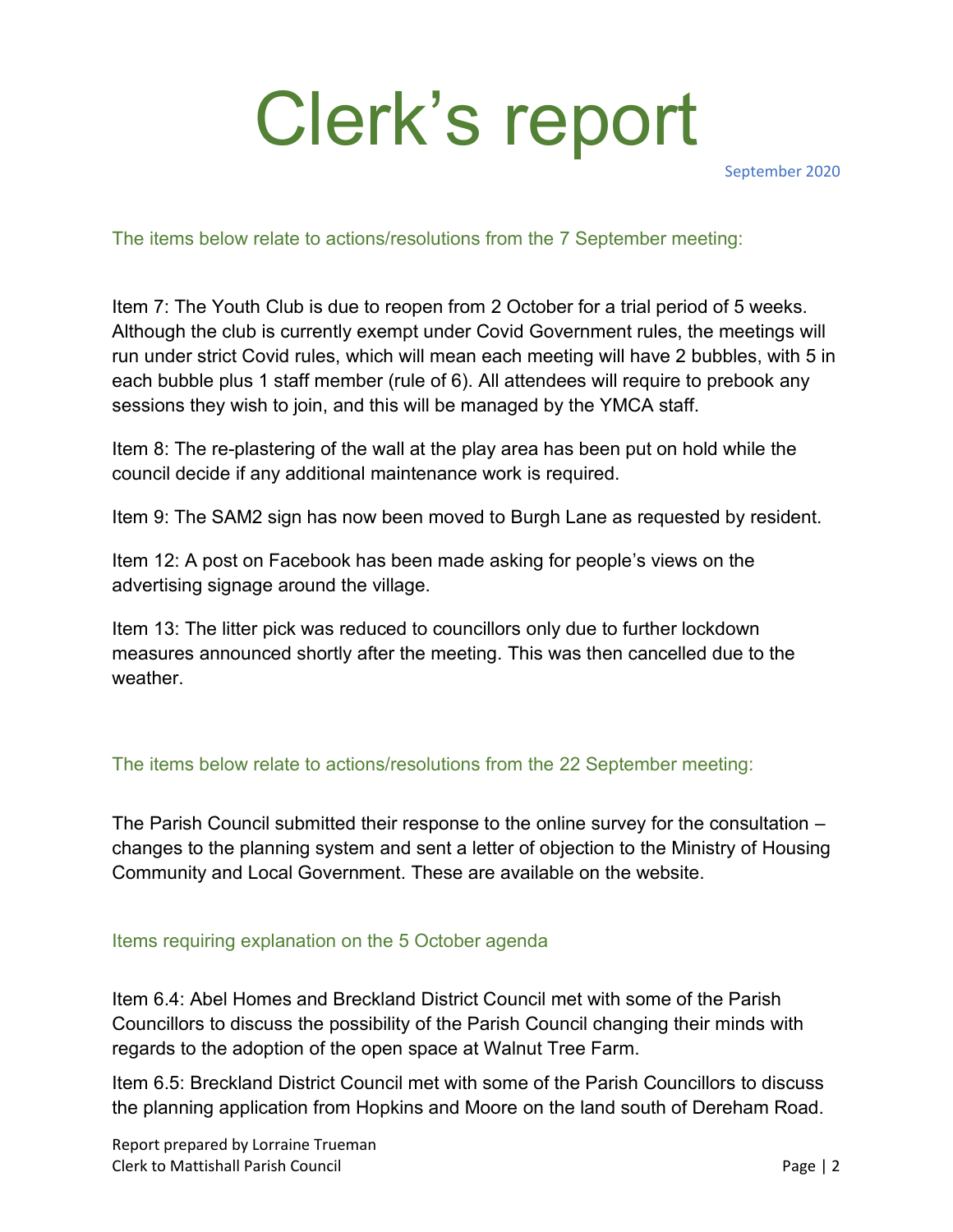# Clerk's report

September 2020

## The items below relate to actions/resolutions from the 7 September meeting:

Item 7: The Youth Club is due to reopen from 2 October for a trial period of 5 weeks. Although the club is currently exempt under Covid Government rules, the meetings will run under strict Covid rules, which will mean each meeting will have 2 bubbles, with 5 in each bubble plus 1 staff member (rule of 6). All attendees will require to prebook any sessions they wish to join, and this will be managed by the YMCA staff.

Item 8: The re-plastering of the wall at the play area has been put on hold while the council decide if any additional maintenance work is required.

Item 9: The SAM2 sign has now been moved to Burgh Lane as requested by resident.

Item 12: A post on Facebook has been made asking for people's views on the advertising signage around the village.

Item 13: The litter pick was reduced to councillors only due to further lockdown measures announced shortly after the meeting. This was then cancelled due to the weather.

## The items below relate to actions/resolutions from the 22 September meeting:

The Parish Council submitted their response to the online survey for the consultation – changes to the planning system and sent a letter of objection to the Ministry of Housing Community and Local Government. These are available on the website.

## Items requiring explanation on the 5 October agenda

Item 6.4: Abel Homes and Breckland District Council met with some of the Parish Councillors to discuss the possibility of the Parish Council changing their minds with regards to the adoption of the open space at Walnut Tree Farm.

Item 6.5: Breckland District Council met with some of the Parish Councillors to discuss the planning application from Hopkins and Moore on the land south of Dereham Road.

Report prepared by Lorraine Trueman
Clerk to Mattishall Parish Council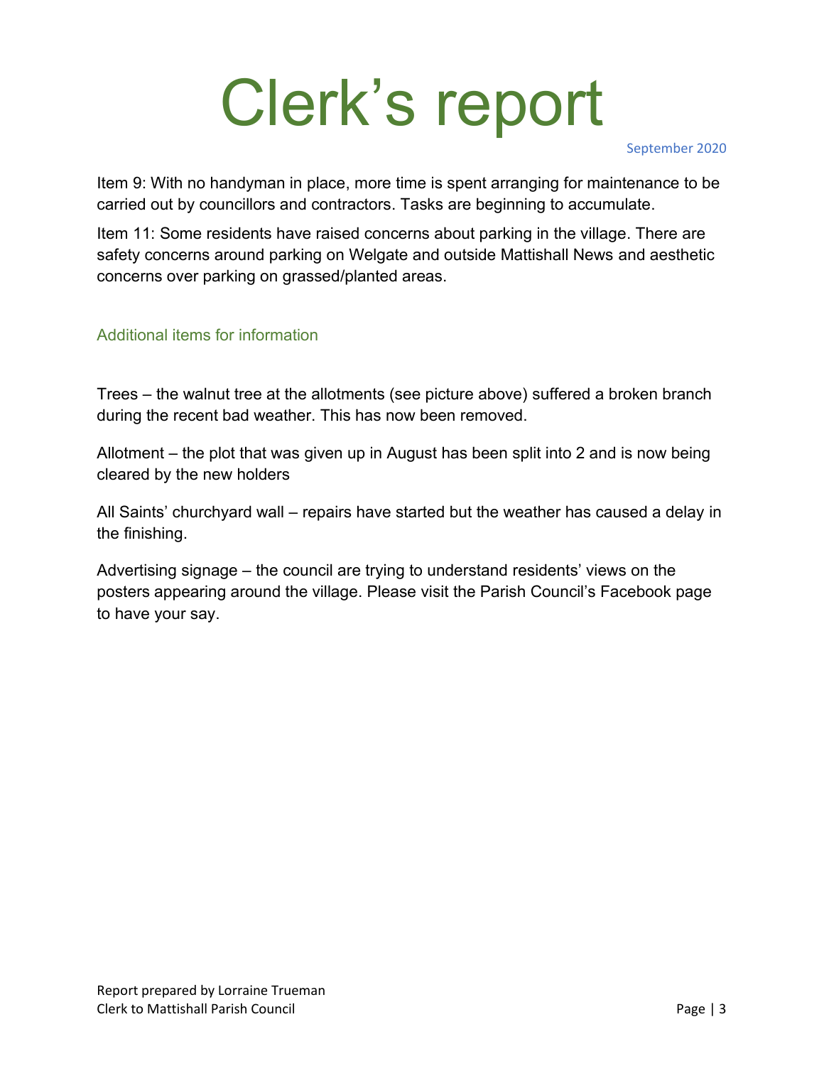# Clerk's report

September 2020

Item 9: With no handyman in place, more time is spent arranging for maintenance to be carried out by councillors and contractors. Tasks are beginning to accumulate.

Item 11: Some residents have raised concerns about parking in the village. There are safety concerns around parking on Welgate and outside Mattishall News and aesthetic concerns over parking on grassed/planted areas.

## Additional items for information

Trees – the walnut tree at the allotments (see picture above) suffered a broken branch during the recent bad weather. This has now been removed.

Allotment – the plot that was given up in August has been split into 2 and is now being cleared by the new holders

All Saints' churchyard wall – repairs have started but the weather has caused a delay in the finishing.

Advertising signage – the council are trying to understand residents' views on the posters appearing around the village. Please visit the Parish Council's Facebook page to have your say.

Report prepared by Lorraine Trueman
Clerk to Mattishall Parish Council